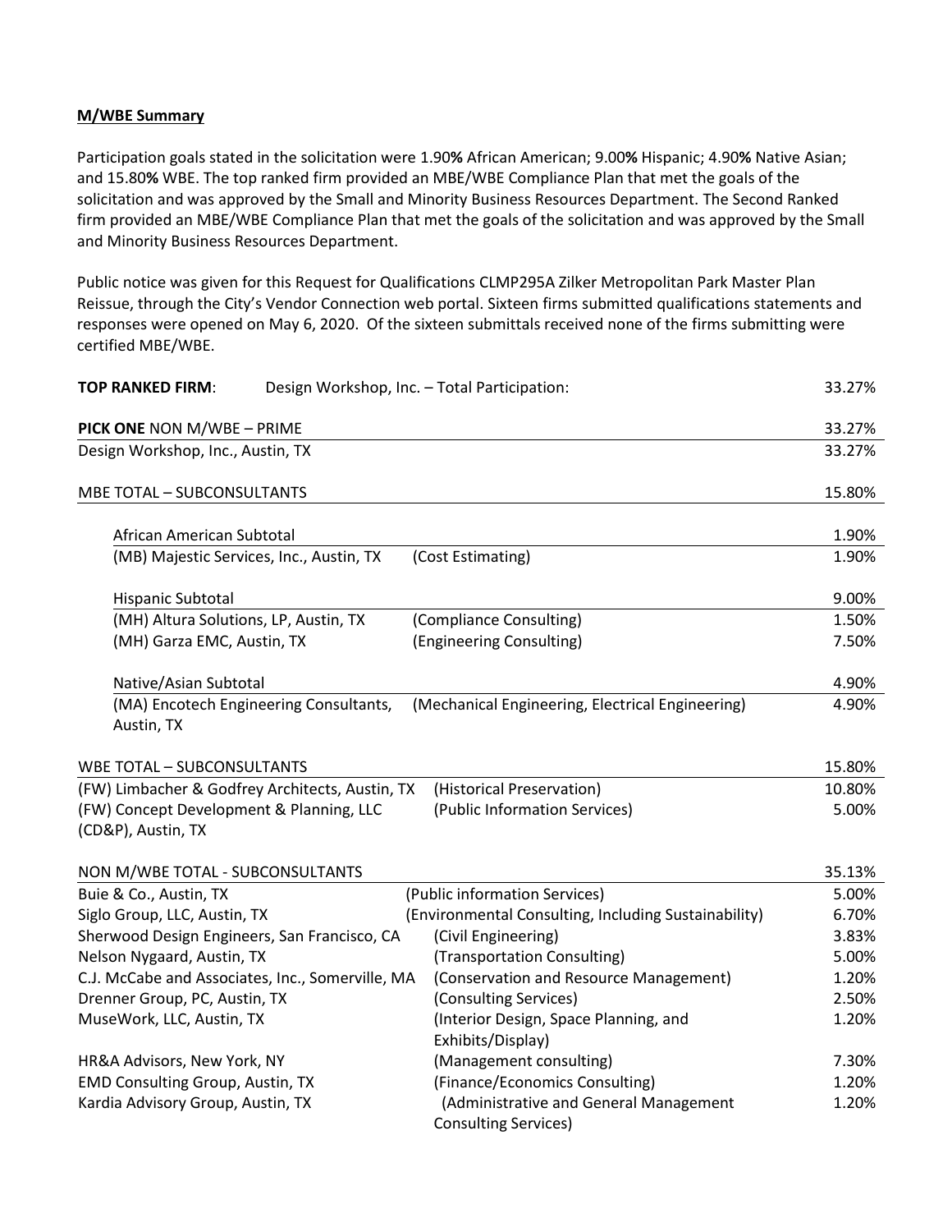**M/WBE Summary**

Participation goals stated in the solicitation were 1.90**%** African American; 9.00**%** Hispanic; 4.90**%** Native Asian; and 15.80**%** WBE. The top ranked firm provided an MBE/WBE Compliance Plan that met the goals of the solicitation and was approved by the Small and Minority Business Resources Department. The Second Ranked firm provided an MBE/WBE Compliance Plan that met the goals of the solicitation and was approved by the Small and Minority Business Resources Department.

Public notice was given for this Request for Qualifications CLMP295A Zilker Metropolitan Park Master Plan Reissue, through the City's Vendor Connection web portal. Sixteen firms submitted qualifications statements and responses were opened on May 6, 2020. Of the sixteen submittals received none of the firms submitting were certified MBE/WBE.

| | | |
|---|---|---|
| **TOP RANKED FIRM**: Design Workshop, Inc. – Total Participation: | | 33.27% |
| **PICK ONE** NON M/WBE – PRIME | | 33.27% |
| Design Workshop, Inc., Austin, TX | | 33.27% |
| MBE TOTAL – SUBCONSULTANTS | | 15.80% |
| African American Subtotal | | 1.90% |
| (MB) Majestic Services, Inc., Austin, TX | (Cost Estimating) | 1.90% |
| Hispanic Subtotal | | 9.00% |
| (MH) Altura Solutions, LP, Austin, TX | (Compliance Consulting) | 1.50% |
| (MH) Garza EMC, Austin, TX | (Engineering Consulting) | 7.50% |
| Native/Asian Subtotal | | 4.90% |
| (MA) Encotech Engineering Consultants, Austin, TX | (Mechanical Engineering, Electrical Engineering) | 4.90% |
| WBE TOTAL – SUBCONSULTANTS | | 15.80% |
| (FW) Limbacher & Godfrey Architects, Austin, TX | (Historical Preservation) | 10.80% |
| (FW) Concept Development & Planning, LLC (CD&P), Austin, TX | (Public Information Services) | 5.00% |
| NON M/WBE TOTAL - SUBCONSULTANTS | | 35.13% |
| Buie & Co., Austin, TX | (Public information Services) | 5.00% |
| Siglo Group, LLC, Austin, TX | (Environmental Consulting, Including Sustainability) | 6.70% |
| Sherwood Design Engineers, San Francisco, CA | (Civil Engineering) | 3.83% |
| Nelson Nygaard, Austin, TX | (Transportation Consulting) | 5.00% |
| C.J. McCabe and Associates, Inc., Somerville, MA | (Conservation and Resource Management) | 1.20% |
| Drenner Group, PC, Austin, TX | (Consulting Services) | 2.50% |
| MuseWork, LLC, Austin, TX | (Interior Design, Space Planning, and Exhibits/Display) | 1.20% |
| HR&A Advisors, New York, NY | (Management consulting) | 7.30% |
| EMD Consulting Group, Austin, TX | (Finance/Economics Consulting) | 1.20% |
| Kardia Advisory Group, Austin, TX | (Administrative and General Management Consulting Services) | 1.20% |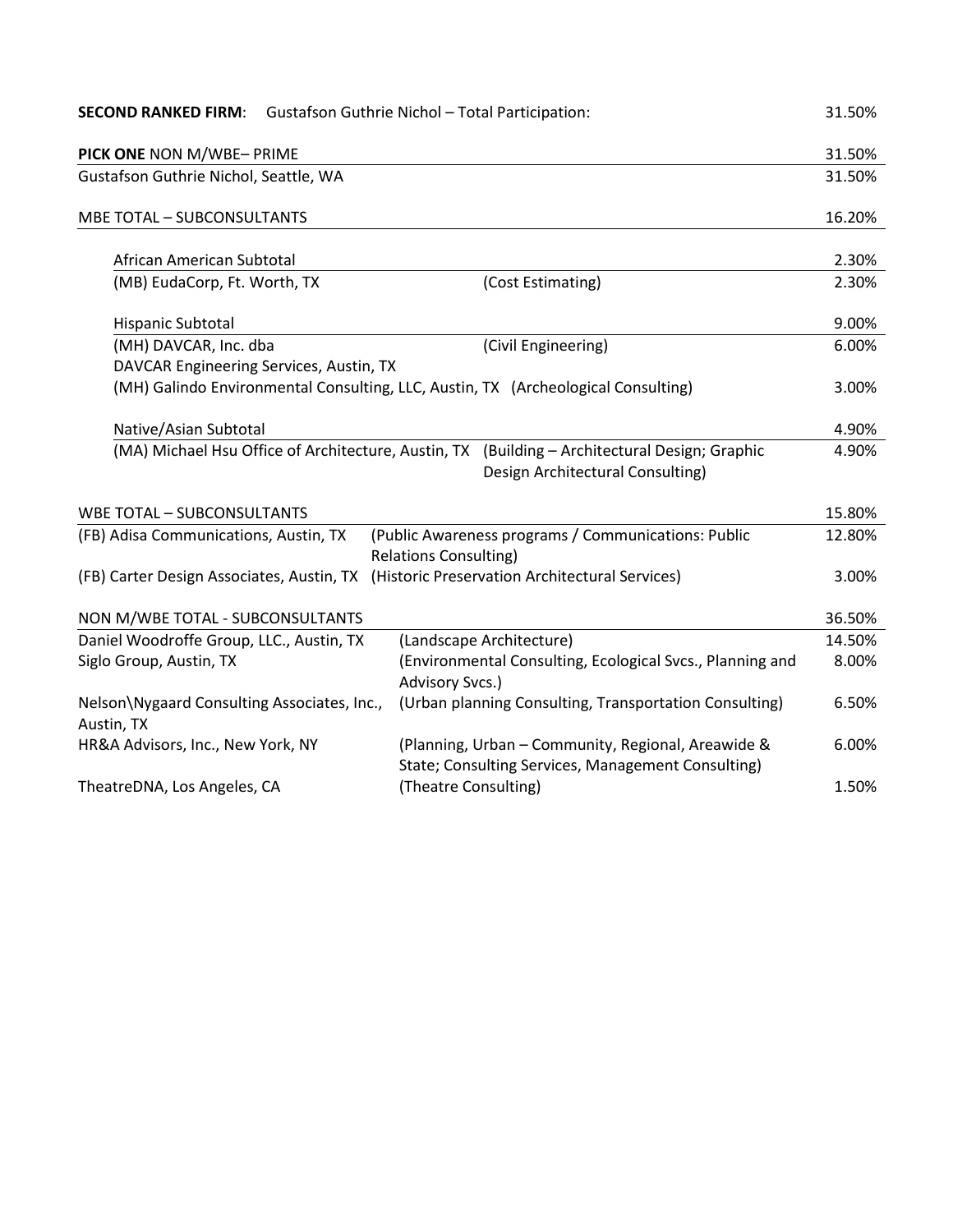**SECOND RANKED FIRM**: Gustafson Guthrie Nichol – Total Participation: 31.50%

| | | |
|---|---|---|
| **PICK ONE** NON M/WBE– PRIME | | 31.50% |
| Gustafson Guthrie Nichol, Seattle, WA | | 31.50% |
| MBE TOTAL – SUBCONSULTANTS | | 16.20% |
| African American Subtotal | | 2.30% |
| (MB) EudaCorp, Ft. Worth, TX | (Cost Estimating) | 2.30% |
| Hispanic Subtotal | | 9.00% |
| (MH) DAVCAR, Inc. dba DAVCAR Engineering Services, Austin, TX | (Civil Engineering) | 6.00% |
| (MH) Galindo Environmental Consulting, LLC, Austin, TX | (Archeological Consulting) | 3.00% |
| Native/Asian Subtotal | | 4.90% |
| (MA) Michael Hsu Office of Architecture, Austin, TX | (Building – Architectural Design; Graphic Design Architectural Consulting) | 4.90% |
| WBE TOTAL – SUBCONSULTANTS | | 15.80% |
| (FB) Adisa Communications, Austin, TX | (Public Awareness programs / Communications: Public Relations Consulting) | 12.80% |
| (FB) Carter Design Associates, Austin, TX | (Historic Preservation Architectural Services) | 3.00% |
| NON M/WBE TOTAL - SUBCONSULTANTS | | 36.50% |
| Daniel Woodroffe Group, LLC., Austin, TX | (Landscape Architecture) | 14.50% |
| Siglo Group, Austin, TX | (Environmental Consulting, Ecological Svcs., Planning and Advisory Svcs.) | 8.00% |
| Nelson\Nygaard Consulting Associates, Inc., Austin, TX | (Urban planning Consulting, Transportation Consulting) | 6.50% |
| HR&A Advisors, Inc., New York, NY | (Planning, Urban – Community, Regional, Areawide & State; Consulting Services, Management Consulting) | 6.00% |
| TheatreDNA, Los Angeles, CA | (Theatre Consulting) | 1.50% |